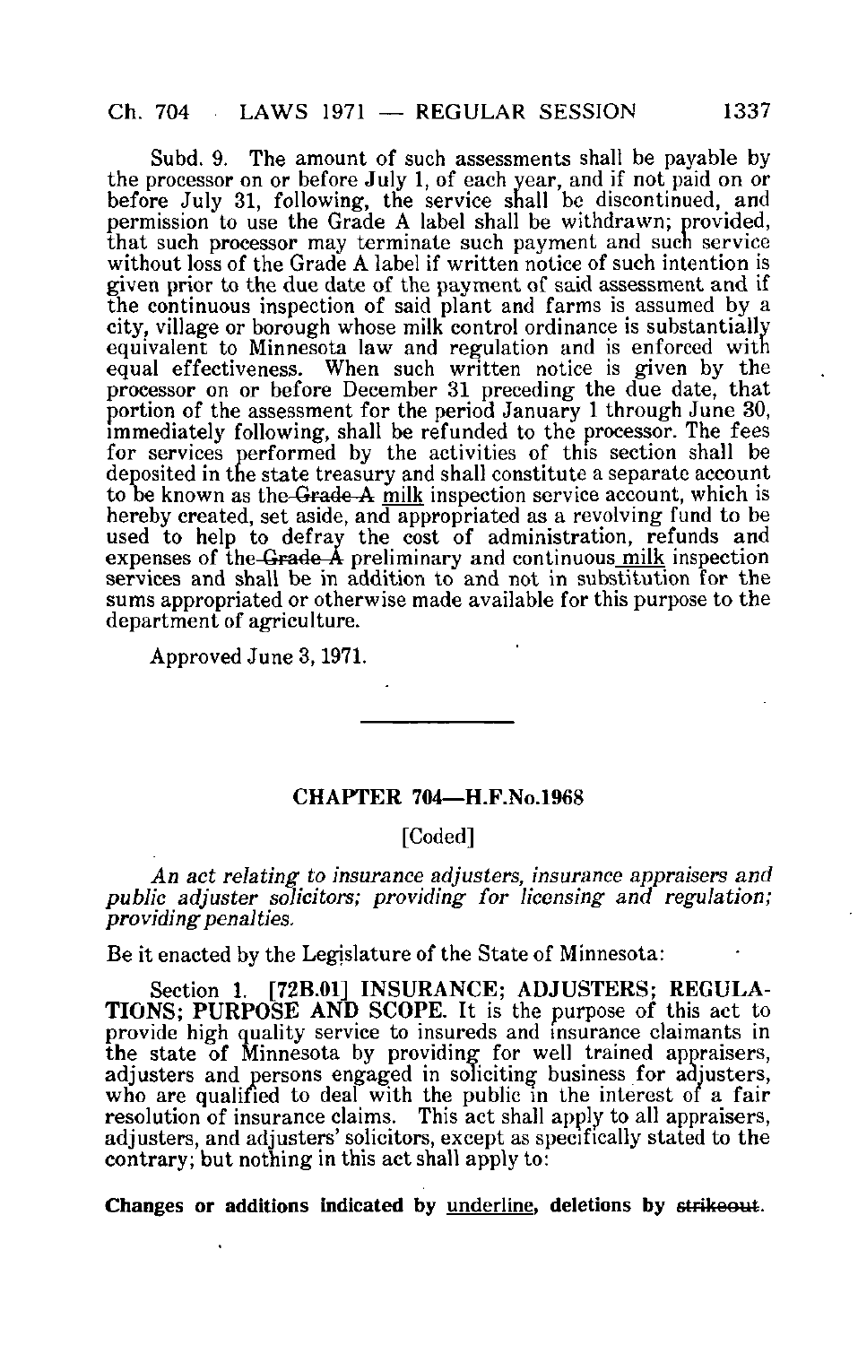Subd. 9. The amount of such assessments shall be payable by the processor on or before July 1, of each year, and if not paid on or before July 31, following, the service shall be discontinued, and permission to use the Grade A label shall be withdrawn; provided, that such processor may terminate such payment and such service without loss of the Grade A label if written notice of such intention is given prior to the due date of the payment of said assessment and if the continuous inspection of said plant and farms is assumed by a city, village or borough whose milk control ordinance is substantially equivalent to Minnesota law and regulation and is enforced with equal effectiveness. When such written notice is given by the processor on or before December 31 preceding the due date, that portion of the assessment for the period January 1 through June 30, immediately following, shall be refunded to the processor. The fees for services performed by the activities of this section shall be deposited in the state treasury and shall constitute a separate account to be known as the ~~Grade A~~ <u>milk</u> inspection service account, which is hereby created, set aside, and appropriated as a revolving fund to be used to help to defray the cost of administration, refunds and expenses of the ~~Grade A~~ preliminary and continuous <u>milk</u> inspection services and shall be in addition to and not in substitution for the sums appropriated or otherwise made available for this purpose to the department of agriculture.

Approved June 3, 1971.

---

## CHAPTER 704—H.F.No.1968

[Coded]

*An act relating to insurance adjusters, insurance appraisers and public adjuster solicitors; providing for licensing and regulation; providing penalties.*

Be it enacted by the Legislature of the State of Minnesota:

Section 1. [72B.01] **INSURANCE; ADJUSTERS; REGULATIONS; PURPOSE AND SCOPE.** It is the purpose of this act to provide high quality service to insureds and insurance claimants in the state of Minnesota by providing for well trained appraisers, adjusters and persons engaged in soliciting business for adjusters, who are qualified to deal with the public in the interest of a fair resolution of insurance claims. This act shall apply to all appraisers, adjusters, and adjusters' solicitors, except as specifically stated to the contrary; but nothing in this act shall apply to:

**Changes or additions indicated by <u>underline</u>, deletions by ~~strikeout~~.**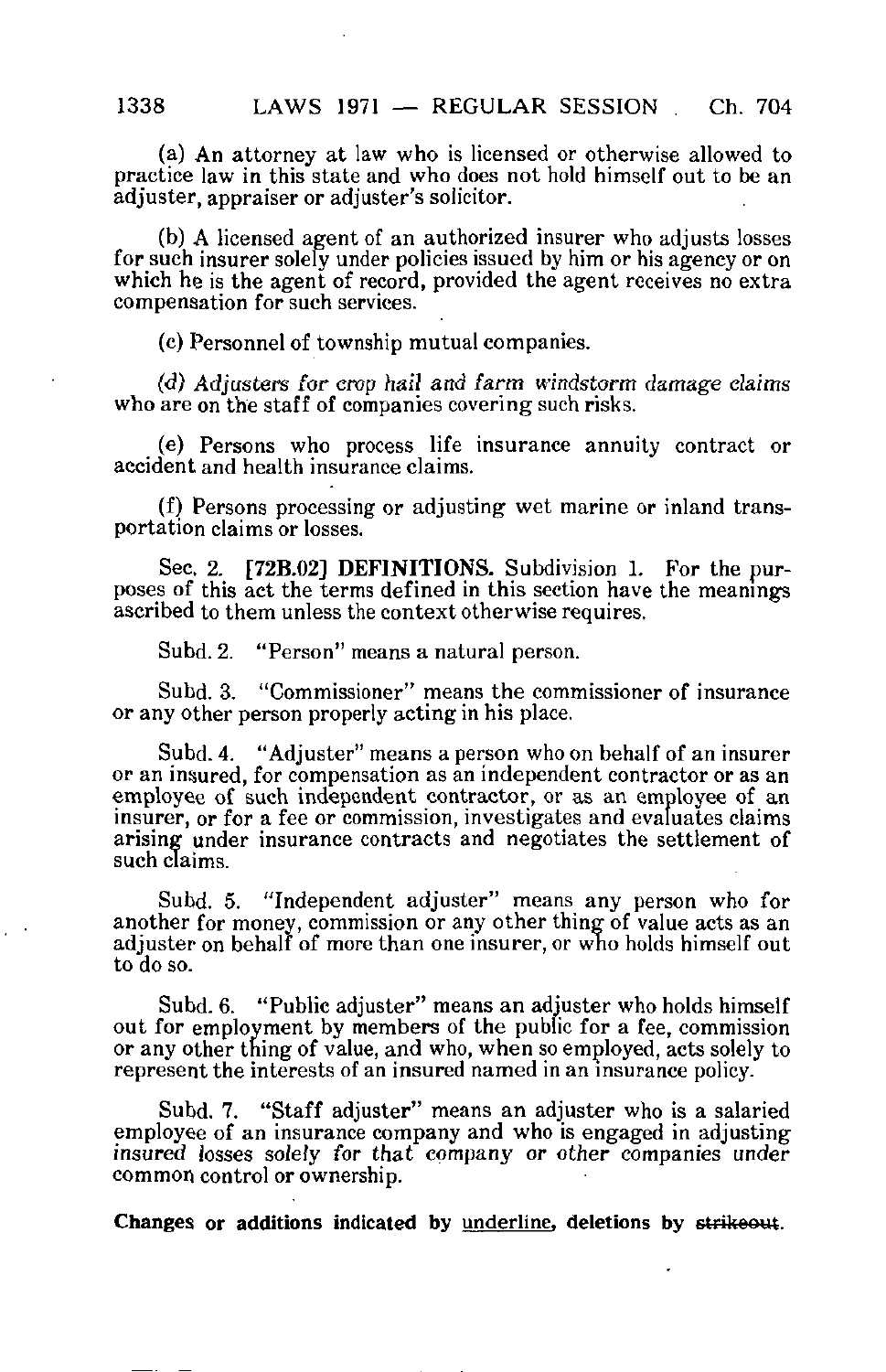(a) An attorney at law who is licensed or otherwise allowed to practice law in this state and who does not hold himself out to be an adjuster, appraiser or adjuster's solicitor.

(b) A licensed agent of an authorized insurer who adjusts losses for such insurer solely under policies issued by him or his agency or on which he is the agent of record, provided the agent receives no extra compensation for such services.

(c) Personnel of township mutual companies.

*(d) Adjusters for crop hail and farm windstorm damage claims* who are on the staff of companies covering such risks.

(e) Persons who process life insurance annuity contract or accident and health insurance claims.

(f) Persons processing or adjusting wet marine or inland transportation claims or losses.

Sec. 2. **[72B.02] DEFINITIONS.** Subdivision 1. For the purposes of this act the terms defined in this section have the meanings ascribed to them unless the context otherwise requires.

Subd. 2. "Person" means a natural person.

Subd. 3. "Commissioner" means the commissioner of insurance or any other person properly acting in his place.

Subd. 4. "Adjuster" means a person who on behalf of an insurer or an insured, for compensation as an independent contractor or as an employee of such independent contractor, or as an employee of an insurer, or for a fee or commission, investigates and evaluates claims arising under insurance contracts and negotiates the settlement of such claims.

Subd. 5. "Independent adjuster" means any person who for another for money, commission or any other thing of value acts as an adjuster on behalf of more than one insurer, or who holds himself out to do so.

Subd. 6. "Public adjuster" means an adjuster who holds himself out for employment by members of the public for a fee, commission or any other thing of value, and who, when so employed, acts solely to represent the interests of an insured named in an insurance policy.

Subd. 7. "Staff adjuster" means an adjuster who is a salaried employee of an insurance company and who is engaged in adjusting *insured losses solely for that company or other companies under* common control or ownership.

**Changes or additions indicated by underline, deletions by ~~strikeout~~.**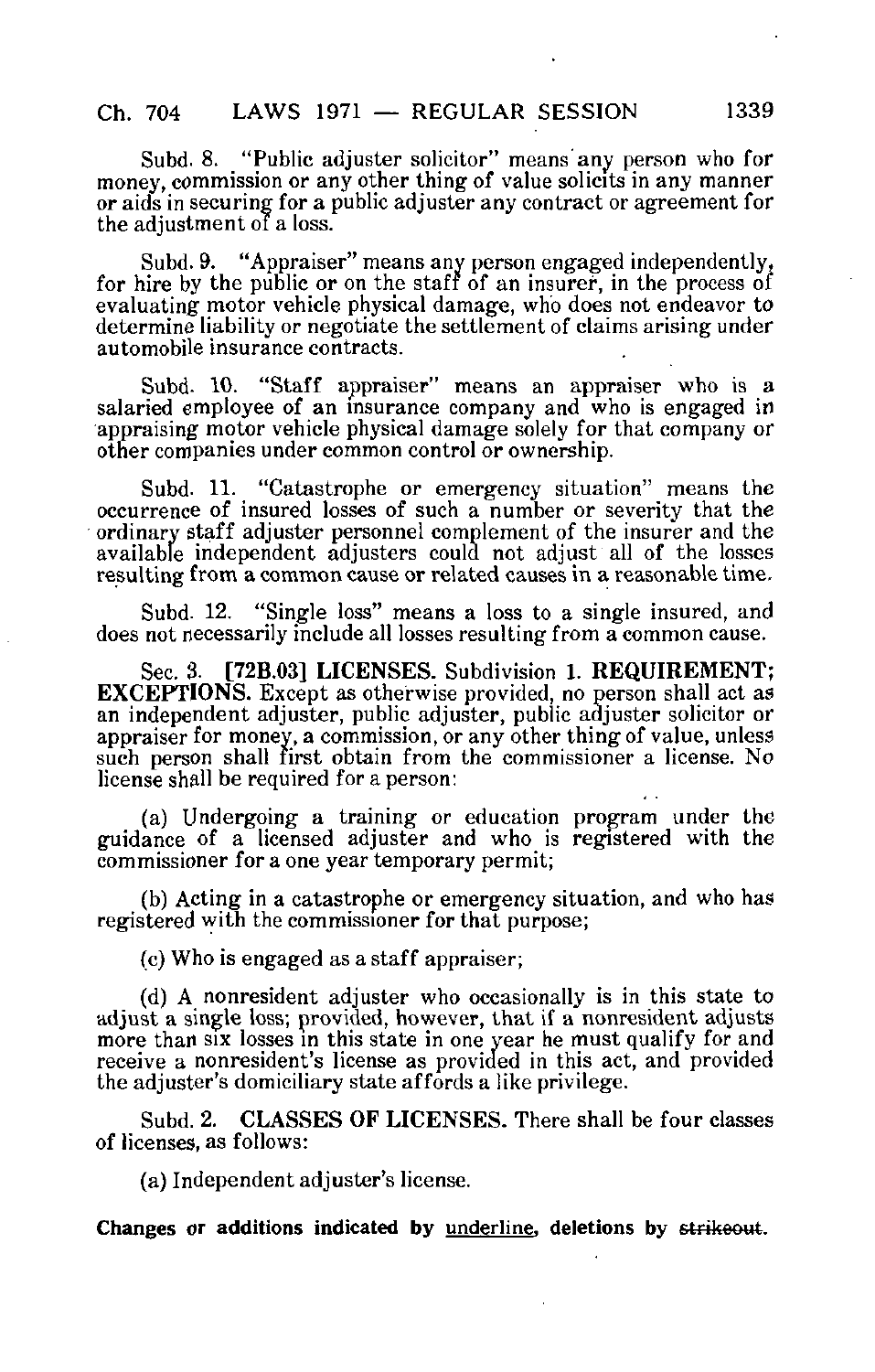Subd. 8. "Public adjuster solicitor" means any person who for money, commission or any other thing of value solicits in any manner or aids in securing for a public adjuster any contract or agreement for the adjustment of a loss.

Subd. 9. "Appraiser" means any person engaged independently, for hire by the public or on the staff of an insurer, in the process of evaluating motor vehicle physical damage, who does not endeavor to determine liability or negotiate the settlement of claims arising under automobile insurance contracts.

Subd. 10. "Staff appraiser" means an appraiser who is a salaried employee of an insurance company and who is engaged in appraising motor vehicle physical damage solely for that company or other companies under common control or ownership.

Subd. 11. "Catastrophe or emergency situation" means the occurrence of insured losses of such a number or severity that the ordinary staff adjuster personnel complement of the insurer and the available independent adjusters could not adjust all of the losses resulting from a common cause or related causes in a reasonable time.

Subd. 12. "Single loss" means a loss to a single insured, and does not necessarily include all losses resulting from a common cause.

Sec. 3. **[72B.03] LICENSES.** Subdivision 1. **REQUIREMENT; EXCEPTIONS.** Except as otherwise provided, no person shall act as an independent adjuster, public adjuster, public adjuster solicitor or appraiser for money, a commission, or any other thing of value, unless such person shall first obtain from the commissioner a license. No license shall be required for a person:

(a) Undergoing a training or education program under the guidance of a licensed adjuster and who is registered with the commissioner for a one year temporary permit;

(b) Acting in a catastrophe or emergency situation, and who has registered with the commissioner for that purpose;

(c) Who is engaged as a staff appraiser;

(d) A nonresident adjuster who occasionally is in this state to adjust a single loss; provided, however, that if a nonresident adjusts more than six losses in this state in one year he must qualify for and receive a nonresident's license as provided in this act, and provided the adjuster's domiciliary state affords a like privilege.

Subd. 2. **CLASSES OF LICENSES.** There shall be four classes of licenses, as follows:

(a) Independent adjuster's license.

**Changes or additions indicated by underline, deletions by ~~strikeout~~.**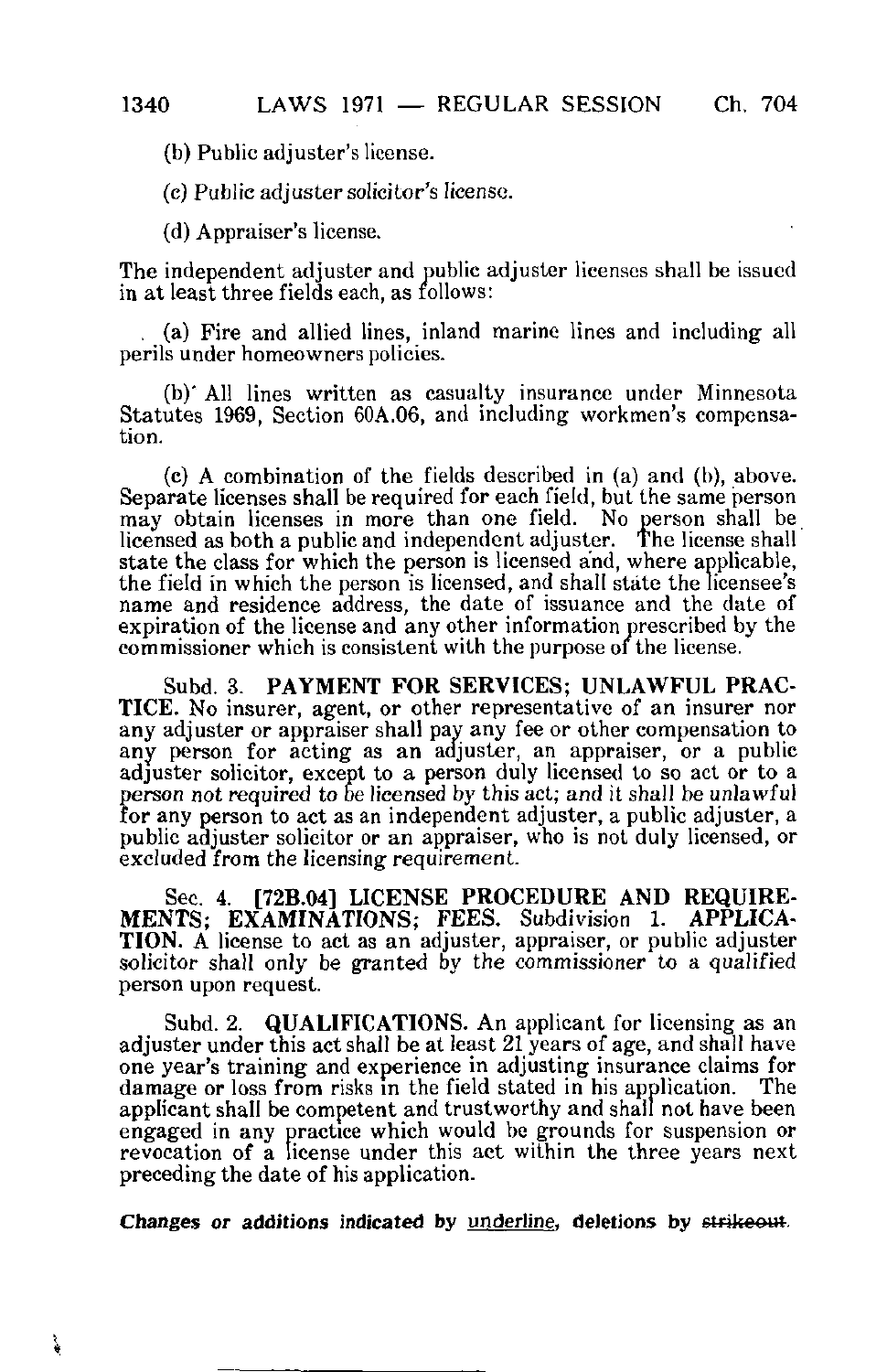(b) Public adjuster's license.

(c) Public adjuster solicitor's license.

(d) Appraiser's license.

The independent adjuster and public adjuster licenses shall be issued in at least three fields each, as follows:

(a) Fire and allied lines, inland marine lines and including all perils under homeowners policies.

(b) All lines written as casualty insurance under Minnesota Statutes 1969, Section 60A.06, and including workmen's compensation.

(c) A combination of the fields described in (a) and (b), above. Separate licenses shall be required for each field, but the same person may obtain licenses in more than one field. No person shall be licensed as both a public and independent adjuster. The license shall state the class for which the person is licensed and, where applicable, the field in which the person is licensed, and shall state the licensee's name and residence address, the date of issuance and the date of expiration of the license and any other information prescribed by the commissioner which is consistent with the purpose of the license.

Subd. 3. **PAYMENT FOR SERVICES; UNLAWFUL PRACTICE.** No insurer, agent, or other representative of an insurer nor any adjuster or appraiser shall pay any fee or other compensation to any person for acting as an adjuster, an appraiser, or a public adjuster solicitor, except to a person duly licensed to so act or to a person not required to be licensed by this act; and it shall be unlawful for any person to act as an independent adjuster, a public adjuster, a public adjuster solicitor or an appraiser, who is not duly licensed, or excluded from the licensing requirement.

Sec. 4. **[72B.04] LICENSE PROCEDURE AND REQUIREMENTS; EXAMINATIONS; FEES.** Subdivision 1. **APPLICATION.** A license to act as an adjuster, appraiser, or public adjuster solicitor shall only be granted by the commissioner to a qualified person upon request.

Subd. 2. **QUALIFICATIONS.** An applicant for licensing as an adjuster under this act shall be at least 21 years of age, and shall have one year's training and experience in adjusting insurance claims for damage or loss from risks in the field stated in his application. The applicant shall be competent and trustworthy and shall not have been engaged in any practice which would be grounds for suspension or revocation of a license under this act within the three years next preceding the date of his application.

**Changes or additions indicated by underline, deletions by ~~strikeout~~.**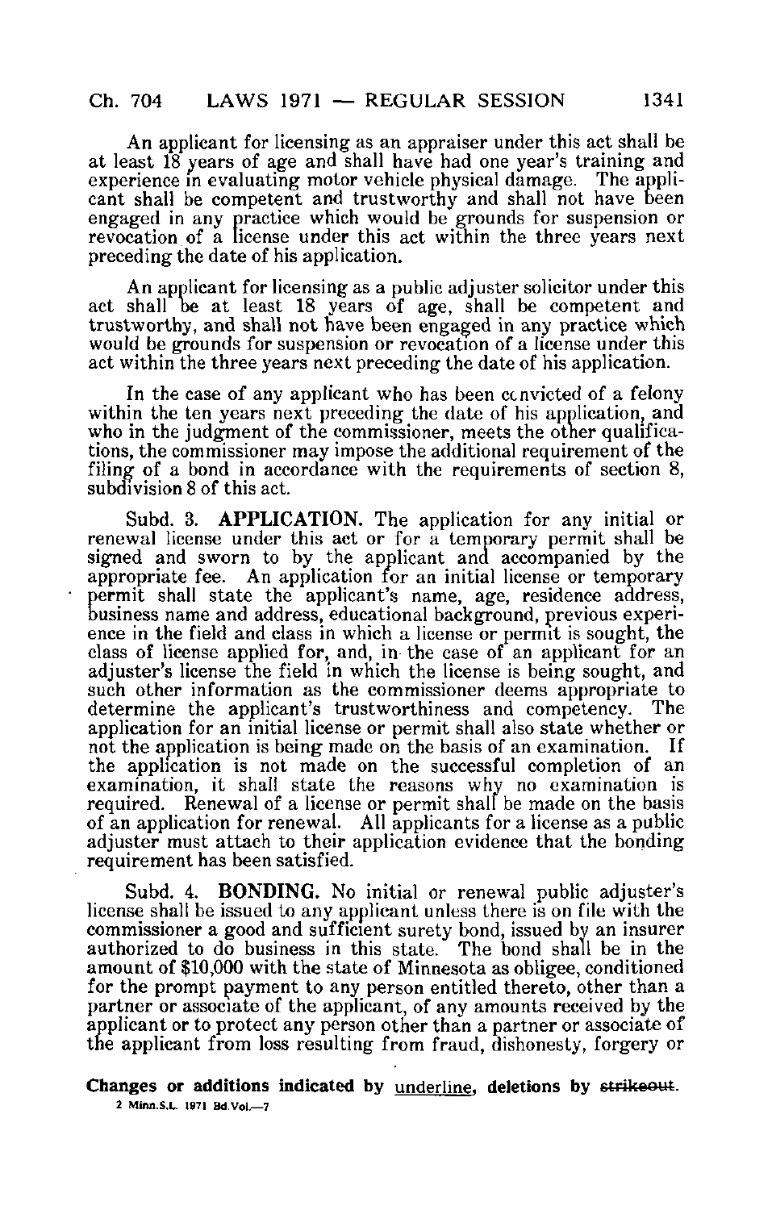An applicant for licensing as an appraiser under this act shall be at least 18 years of age and shall have had one year's training and experience in evaluating motor vehicle physical damage. The applicant shall be competent and trustworthy and shall not have been engaged in any practice which would be grounds for suspension or revocation of a license under this act within the three years next preceding the date of his application.

An applicant for licensing as a public adjuster solicitor under this act shall be at least 18 years of age, shall be competent and trustworthy, and shall not have been engaged in any practice which would be grounds for suspension or revocation of a license under this act within the three years next preceding the date of his application.

In the case of any applicant who has been convicted of a felony within the ten years next preceding the date of his application, and who in the judgment of the commissioner, meets the other qualifications, the commissioner may impose the additional requirement of the filing of a bond in accordance with the requirements of section 8, subdivision 8 of this act.

Subd. 3. **APPLICATION.** The application for any initial or renewal license under this act or for a temporary permit shall be signed and sworn to by the applicant and accompanied by the appropriate fee. An application for an initial license or temporary permit shall state the applicant's name, age, residence address, business name and address, educational background, previous experience in the field and class in which a license or permit is sought, the class of license applied for, and, in the case of an applicant for an adjuster's license the field in which the license is being sought, and such other information as the commissioner deems appropriate to determine the applicant's trustworthiness and competency. The application for an initial license or permit shall also state whether or not the application is being made on the basis of an examination. If the application is not made on the successful completion of an examination, it shall state the reasons why no examination is required. Renewal of a license or permit shall be made on the basis of an application for renewal. All applicants for a license as a public adjuster must attach to their application evidence that the bonding requirement has been satisfied.

Subd. 4. **BONDING.** No initial or renewal public adjuster's license shall be issued to any applicant unless there is on file with the commissioner a good and sufficient surety bond, issued by an insurer authorized to do business in this state. The bond shall be in the amount of $10,000 with the state of Minnesota as obligee, conditioned for the prompt payment to any person entitled thereto, other than a partner or associate of the applicant, of any amounts received by the applicant or to protect any person other than a partner or associate of the applicant from loss resulting from fraud, dishonesty, forgery or

**Changes or additions indicated by underline, deletions by ~~strikeout~~.**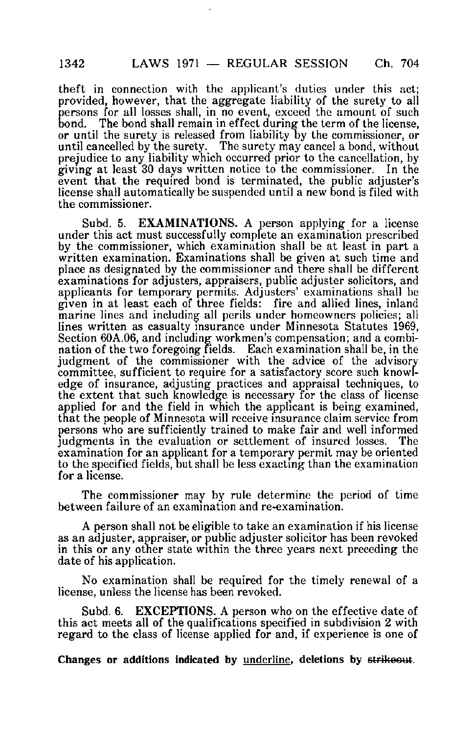theft in connection with the applicant's duties under this act; provided, however, that the aggregate liability of the surety to all persons for all losses shall, in no event, exceed the amount of such bond. The bond shall remain in effect during the term of the license, or until the surety is released from liability by the commissioner, or until cancelled by the surety. The surety may cancel a bond, without prejudice to any liability which occurred prior to the cancellation, by giving at least 30 days written notice to the commissioner. In the event that the required bond is terminated, the public adjuster's license shall automatically be suspended until a new bond is filed with the commissioner.

Subd. 5. **EXAMINATIONS.** A person applying for a license under this act must successfully complete an examination prescribed by the commissioner, which examination shall be at least in part a written examination. Examinations shall be given at such time and place as designated by the commissioner and there shall be different examinations for adjusters, appraisers, public adjuster solicitors, and applicants for temporary permits. Adjusters' examinations shall be given in at least each of three fields: fire and allied lines, inland marine lines and including all perils under homeowners policies; all lines written as casualty insurance under Minnesota Statutes 1969, Section 60A.06, and including workmen's compensation; and a combination of the two foregoing fields. Each examination shall be, in the judgment of the commissioner with the advice of the advisory committee, sufficient to require for a satisfactory score such knowledge of insurance, adjusting practices and appraisal techniques, to the extent that such knowledge is necessary for the class of license applied for and the field in which the applicant is being examined, that the people of Minnesota will receive insurance claim service from persons who are sufficiently trained to make fair and well informed judgments in the evaluation or settlement of insured losses. The examination for an applicant for a temporary permit may be oriented to the specified fields, but shall be less exacting than the examination for a license.

The commissioner may by rule determine the period of time between failure of an examination and re-examination.

A person shall not be eligible to take an examination if his license as an adjuster, appraiser, or public adjuster solicitor has been revoked in this or any other state within the three years next preceding the date of his application.

No examination shall be required for the timely renewal of a license, unless the license has been revoked.

Subd. 6. **EXCEPTIONS.** A person who on the effective date of this act meets all of the qualifications specified in subdivision 2 with regard to the class of license applied for and, if experience is one of

**Changes or additions indicated by underline, deletions by ~~strikeout~~.**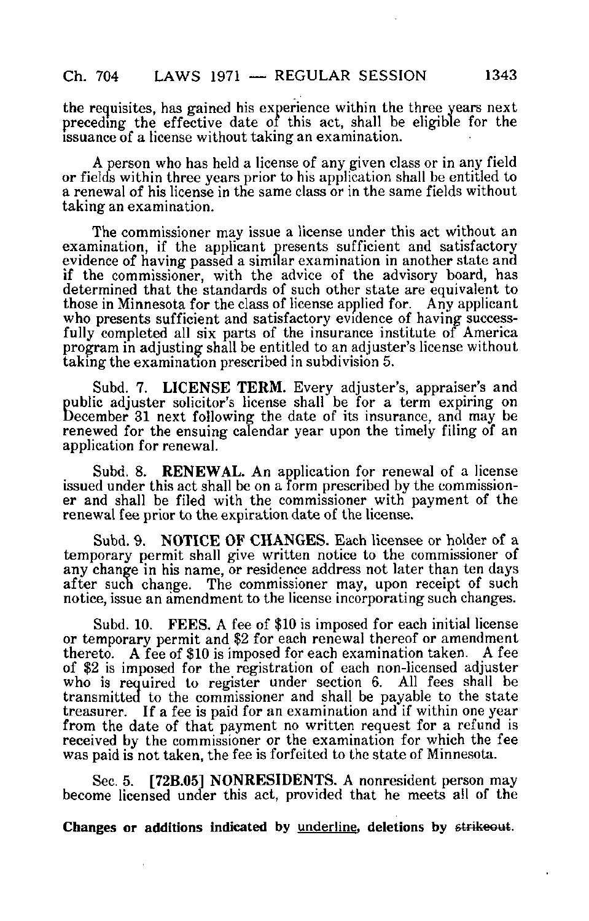the requisites, has gained his experience within the three years next preceding the effective date of this act, shall be eligible for the issuance of a license without taking an examination.

A person who has held a license of any given class or in any field or fields within three years prior to his application shall be entitled to a renewal of his license in the same class or in the same fields without taking an examination.

The commissioner may issue a license under this act without an examination, if the applicant presents sufficient and satisfactory evidence of having passed a similar examination in another state and if the commissioner, with the advice of the advisory board, has determined that the standards of such other state are equivalent to those in Minnesota for the class of license applied for. Any applicant who presents sufficient and satisfactory evidence of having successfully completed all six parts of the insurance institute of America program in adjusting shall be entitled to an adjuster's license without taking the examination prescribed in subdivision 5.

Subd. 7. **LICENSE TERM.** Every adjuster's, appraiser's and public adjuster solicitor's license shall be for a term expiring on December 31 next following the date of its insurance, and may be renewed for the ensuing calendar year upon the timely filing of an application for renewal.

Subd. 8. **RENEWAL.** An application for renewal of a license issued under this act shall be on a form prescribed by the commissioner and shall be filed with the commissioner with payment of the renewal fee prior to the expiration date of the license.

Subd. 9. **NOTICE OF CHANGES.** Each licensee or holder of a temporary permit shall give written notice to the commissioner of any change in his name, or residence address not later than ten days after such change. The commissioner may, upon receipt of such notice, issue an amendment to the license incorporating such changes.

Subd. 10. **FEES.** A fee of $10 is imposed for each initial license or temporary permit and $2 for each renewal thereof or amendment thereto. A fee of $10 is imposed for each examination taken. A fee of $2 is imposed for the registration of each non-licensed adjuster who is required to register under section 6. All fees shall be transmitted to the commissioner and shall be payable to the state treasurer. If a fee is paid for an examination and if within one year from the date of that payment no written request for a refund is received by the commissioner or the examination for which the fee was paid is not taken, the fee is forfeited to the state of Minnesota.

Sec. 5. **[72B.05] NONRESIDENTS.** A nonresident person may become licensed under this act, provided that he meets all of the

**Changes or additions indicated by underline, deletions by ~~strikeout~~.**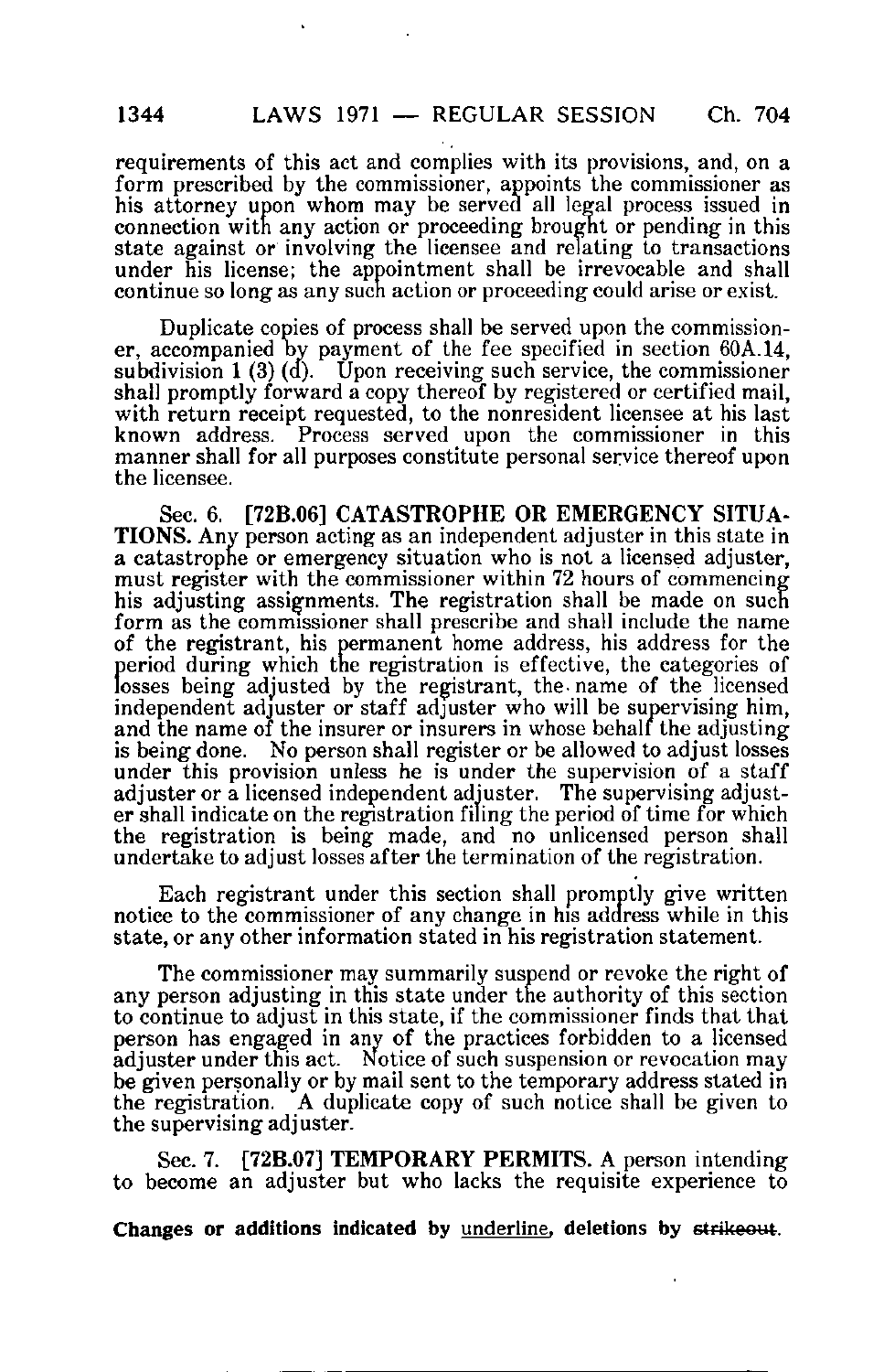requirements of this act and complies with its provisions, and, on a form prescribed by the commissioner, appoints the commissioner as his attorney upon whom may be served all legal process issued in connection with any action or proceeding brought or pending in this state against or involving the licensee and relating to transactions under his license; the appointment shall be irrevocable and shall continue so long as any such action or proceeding could arise or exist.

Duplicate copies of process shall be served upon the commissioner, accompanied by payment of the fee specified in section 60A.14, subdivision 1 (3) (d). Upon receiving such service, the commissioner shall promptly forward a copy thereof by registered or certified mail, with return receipt requested, to the nonresident licensee at his last known address. Process served upon the commissioner in this manner shall for all purposes constitute personal service thereof upon the licensee.

Sec. 6. [72B.06] **CATASTROPHE OR EMERGENCY SITUATIONS.** Any person acting as an independent adjuster in this state in a catastrophe or emergency situation who is not a licensed adjuster, must register with the commissioner within 72 hours of commencing his adjusting assignments. The registration shall be made on such form as the commissioner shall prescribe and shall include the name of the registrant, his permanent home address, his address for the period during which the registration is effective, the categories of losses being adjusted by the registrant, the name of the licensed independent adjuster or staff adjuster who will be supervising him, and the name of the insurer or insurers in whose behalf the adjusting is being done. No person shall register or be allowed to adjust losses under this provision unless he is under the supervision of a staff adjuster or a licensed independent adjuster. The supervising adjuster shall indicate on the registration filing the period of time for which the registration is being made, and no unlicensed person shall undertake to adjust losses after the termination of the registration.

Each registrant under this section shall promptly give written notice to the commissioner of any change in his address while in this state, or any other information stated in his registration statement.

The commissioner may summarily suspend or revoke the right of any person adjusting in this state under the authority of this section to continue to adjust in this state, if the commissioner finds that that person has engaged in any of the practices forbidden to a licensed adjuster under this act. Notice of such suspension or revocation may be given personally or by mail sent to the temporary address stated in the registration. A duplicate copy of such notice shall be given to the supervising adjuster.

Sec. 7. [72B.07] **TEMPORARY PERMITS.** A person intending to become an adjuster but who lacks the requisite experience to

**Changes or additions indicated by underline, deletions by ~~strikeout~~.**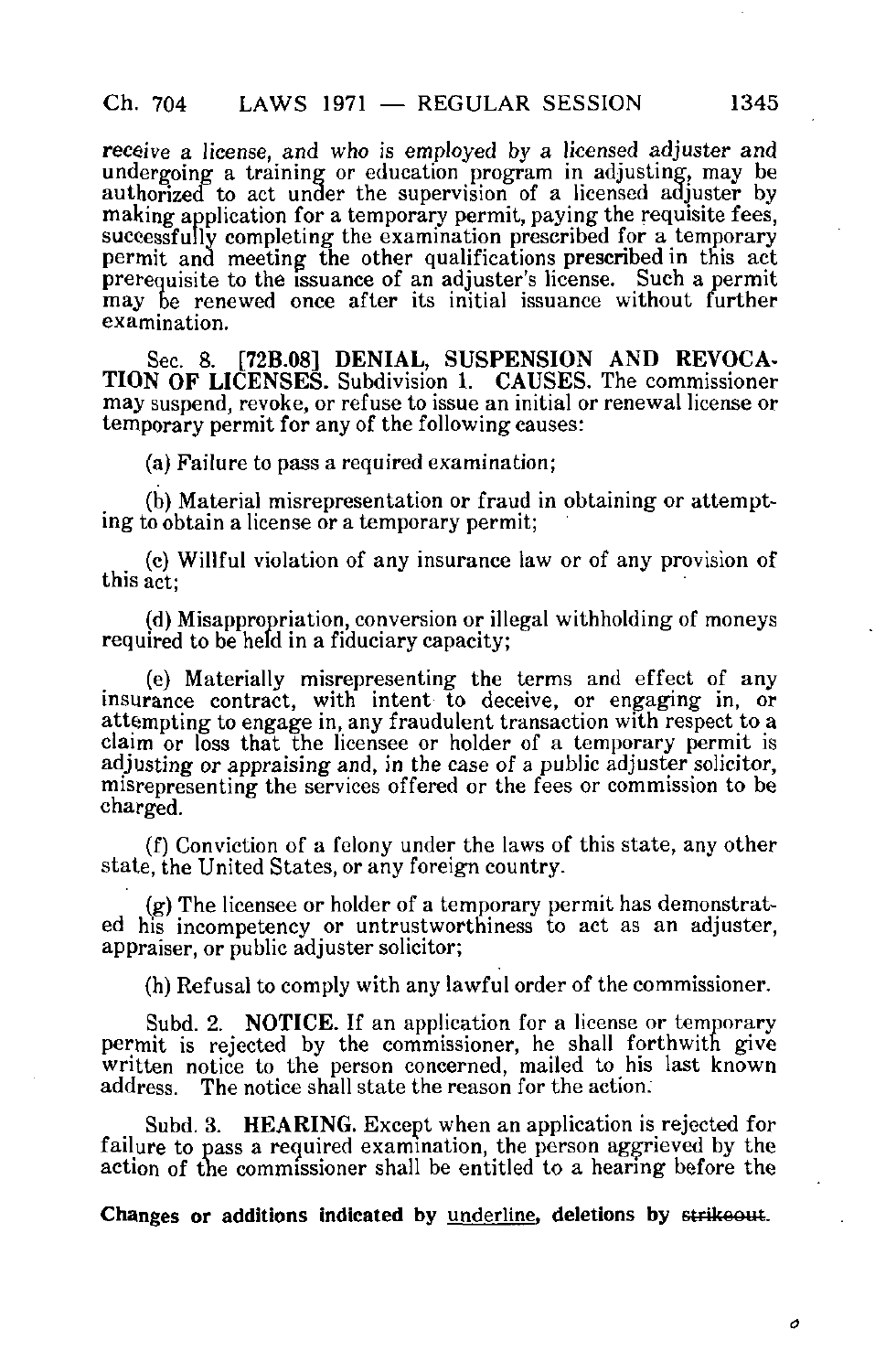receive a license, and who is employed by a licensed adjuster and undergoing a training or education program in adjusting, may be authorized to act under the supervision of a licensed adjuster by making application for a temporary permit, paying the requisite fees, successfully completing the examination prescribed for a temporary permit and meeting the other qualifications prescribed in this act prerequisite to the issuance of an adjuster's license. Such a permit may be renewed once after its initial issuance without further examination.

Sec. 8. [72B.08] **DENIAL, SUSPENSION AND REVOCATION OF LICENSES.** Subdivision 1. **CAUSES.** The commissioner may suspend, revoke, or refuse to issue an initial or renewal license or temporary permit for any of the following causes:

(a) Failure to pass a required examination;

(b) Material misrepresentation or fraud in obtaining or attempting to obtain a license or a temporary permit;

(c) Willful violation of any insurance law or of any provision of this act;

(d) Misappropriation, conversion or illegal withholding of moneys required to be held in a fiduciary capacity;

(e) Materially misrepresenting the terms and effect of any insurance contract, with intent to deceive, or engaging in, or attempting to engage in, any fraudulent transaction with respect to a claim or loss that the licensee or holder of a temporary permit is adjusting or appraising and, in the case of a public adjuster solicitor, misrepresenting the services offered or the fees or commission to be charged.

(f) Conviction of a felony under the laws of this state, any other state, the United States, or any foreign country.

(g) The licensee or holder of a temporary permit has demonstrated his incompetency or untrustworthiness to act as an adjuster, appraiser, or public adjuster solicitor;

(h) Refusal to comply with any lawful order of the commissioner.

Subd. 2. **NOTICE.** If an application for a license or temporary permit is rejected by the commissioner, he shall forthwith give written notice to the person concerned, mailed to his last known address. The notice shall state the reason for the action.

Subd. 3. **HEARING.** Except when an application is rejected for failure to pass a required examination, the person aggrieved by the action of the commissioner shall be entitled to a hearing before the

**Changes or additions indicated by underline, deletions by ~~strikeout~~.**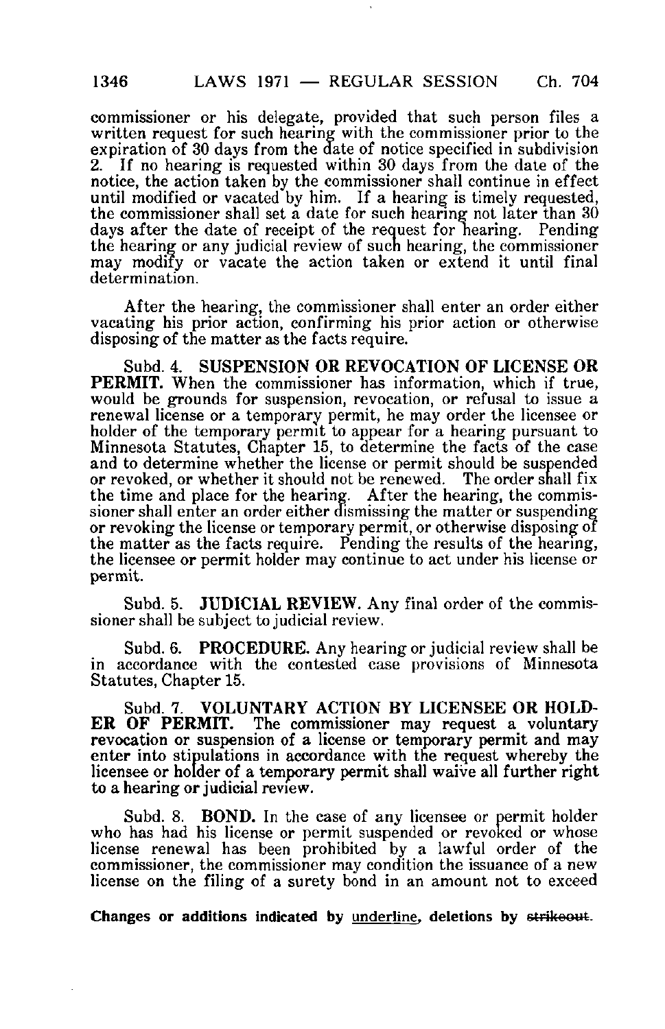commissioner or his delegate, provided that such person files a written request for such hearing with the commissioner prior to the expiration of 30 days from the date of notice specified in subdivision 2. If no hearing is requested within 30 days from the date of the notice, the action taken by the commissioner shall continue in effect until modified or vacated by him. If a hearing is timely requested, the commissioner shall set a date for such hearing not later than 30 days after the date of receipt of the request for hearing. Pending the hearing or any judicial review of such hearing, the commissioner may modify or vacate the action taken or extend it until final determination.

After the hearing, the commissioner shall enter an order either vacating his prior action, confirming his prior action or otherwise disposing of the matter as the facts require.

Subd. 4. **SUSPENSION OR REVOCATION OF LICENSE OR PERMIT.** When the commissioner has information, which if true, would be grounds for suspension, revocation, or refusal to issue a renewal license or a temporary permit, he may order the licensee or holder of the temporary permit to appear for a hearing pursuant to Minnesota Statutes, Chapter 15, to determine the facts of the case and to determine whether the license or permit should be suspended or revoked, or whether it should not be renewed. The order shall fix the time and place for the hearing. After the hearing, the commissioner shall enter an order either dismissing the matter or suspending or revoking the license or temporary permit, or otherwise disposing of the matter as the facts require. Pending the results of the hearing, the licensee or permit holder may continue to act under his license or permit.

Subd. 5. **JUDICIAL REVIEW.** Any final order of the commissioner shall be subject to judicial review.

Subd. 6. **PROCEDURE.** Any hearing or judicial review shall be in accordance with the contested case provisions of Minnesota Statutes, Chapter 15.

Subd. 7. **VOLUNTARY ACTION BY LICENSEE OR HOLDER OF PERMIT.** The commissioner may request a voluntary revocation or suspension of a license or temporary permit and may enter into stipulations in accordance with the request whereby the licensee or holder of a temporary permit shall waive all further right to a hearing or judicial review.

Subd. 8. **BOND.** In the case of any licensee or permit holder who has had his license or permit suspended or revoked or whose license renewal has been prohibited by a lawful order of the commissioner, the commissioner may condition the issuance of a new license on the filing of a surety bond in an amount not to exceed

**Changes or additions indicated by underline, deletions by ~~strikeout~~.**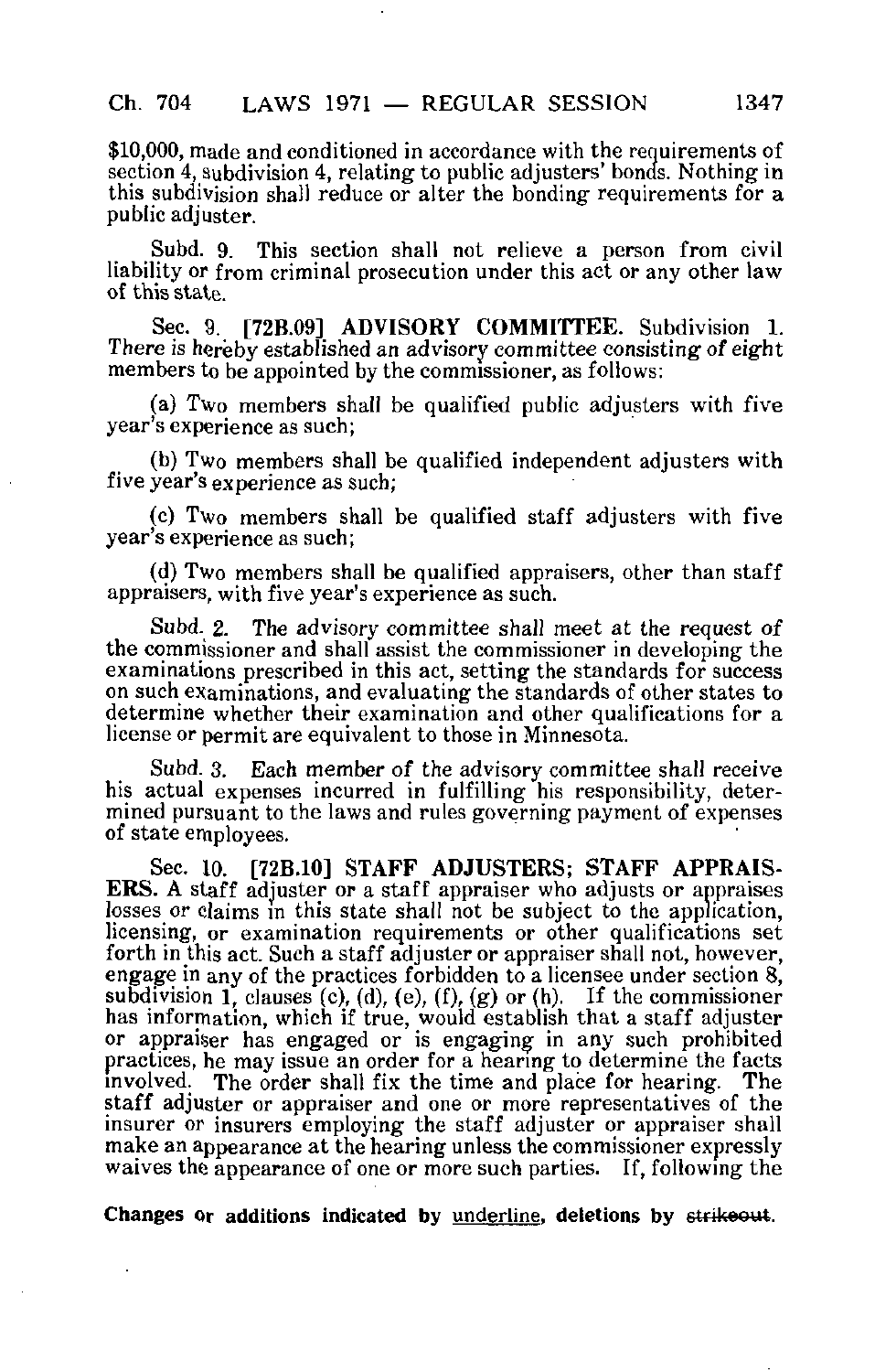$10,000, made and conditioned in accordance with the requirements of section 4, subdivision 4, relating to public adjusters' bonds. Nothing in this subdivision shall reduce or alter the bonding requirements for a public adjuster.

Subd. 9. This section shall not relieve a person from civil liability or from criminal prosecution under this act or any other law of this state.

Sec. 9. [72B.09] **ADVISORY COMMITTEE.** Subdivision 1. *There is hereby established an advisory committee consisting of eight* members to be appointed by the commissioner, as follows:

(a) Two members shall be qualified public adjusters with five year's experience as such;

(b) Two members shall be qualified independent adjusters with five year's experience as such;

(c) Two members shall be qualified staff adjusters with five year's experience as such;

(d) Two members shall be qualified appraisers, other than staff appraisers, with five year's experience as such.

Subd. 2. The advisory committee shall meet at the request of the commissioner and shall assist the commissioner in developing the examinations prescribed in this act, setting the standards for success on such examinations, and evaluating the standards of other states to determine whether their examination and other qualifications for a license or permit are equivalent to those in Minnesota.

Subd. 3. Each member of the advisory committee shall receive his actual expenses incurred in fulfilling his responsibility, determined pursuant to the laws and rules governing payment of expenses of state employees.

Sec. 10. [72B.10] **STAFF ADJUSTERS; STAFF APPRAISERS.** A staff adjuster or a staff appraiser who adjusts or appraises losses or claims in this state shall not be subject to the application, licensing, or examination requirements or other qualifications set forth in this act. Such a staff adjuster or appraiser shall not, however, engage in any of the practices forbidden to a licensee under section 8, subdivision 1, clauses (c), (d), (e), (f), (g) or (h). If the commissioner has information, which if true, would establish that a staff adjuster or appraiser has engaged or is engaging in any such prohibited practices, he may issue an order for a hearing to determine the facts involved. The order shall fix the time and place for hearing. The staff adjuster or appraiser and one or more representatives of the insurer or insurers employing the staff adjuster or appraiser shall make an appearance at the hearing unless the commissioner expressly waives the appearance of one or more such parties. If, following the

**Changes or additions indicated by underline, deletions by ~~strikeout~~.**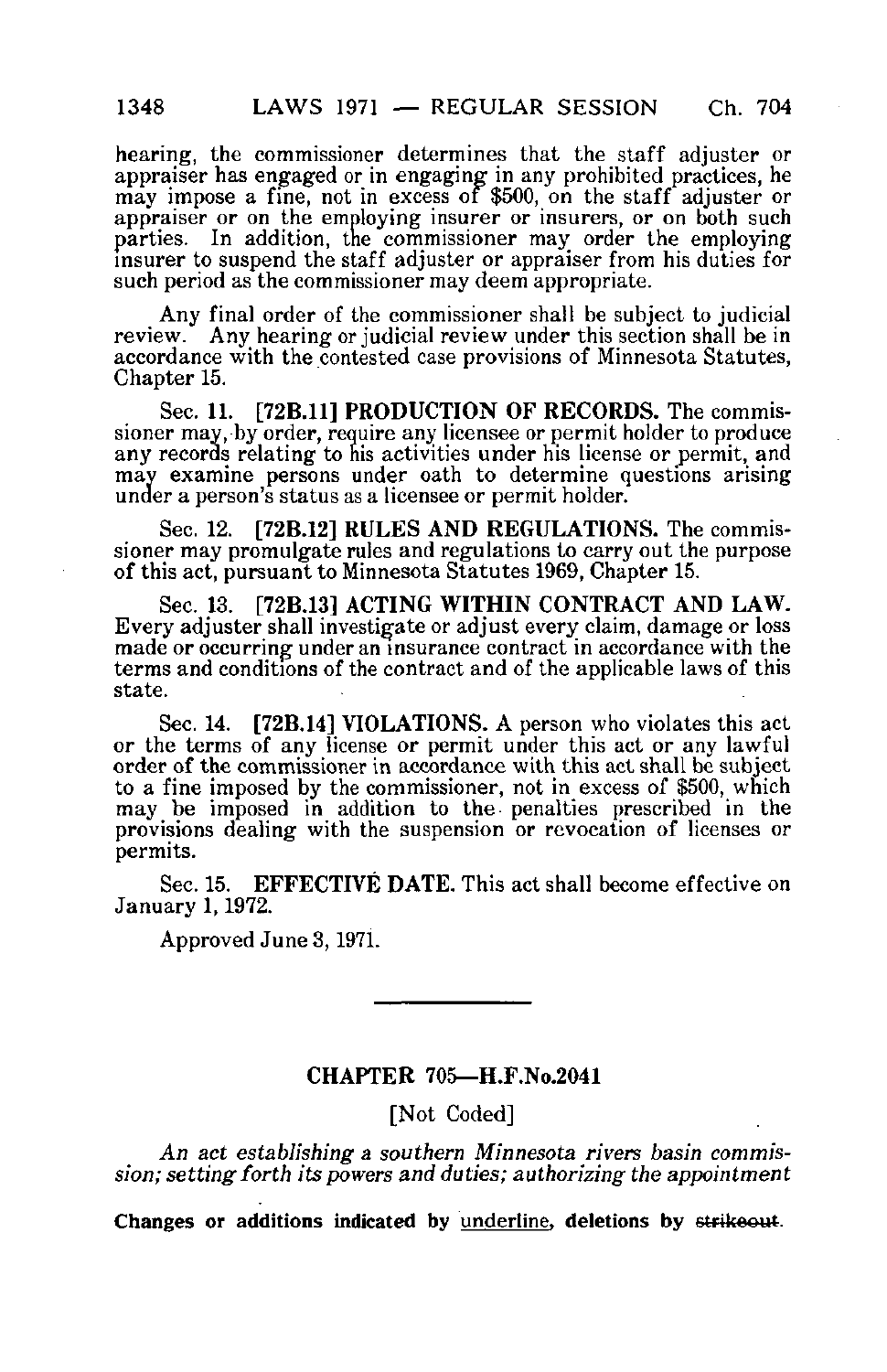hearing, the commissioner determines that the staff adjuster or appraiser has engaged or in engaging in any prohibited practices, he may impose a fine, not in excess of $500, on the staff adjuster or appraiser or on the employing insurer or insurers, or on both such parties. In addition, the commissioner may order the employing insurer to suspend the staff adjuster or appraiser from his duties for such period as the commissioner may deem appropriate.

Any final order of the commissioner shall be subject to judicial review. Any hearing or judicial review under this section shall be in accordance with the contested case provisions of Minnesota Statutes, Chapter 15.

Sec. 11. [72B.11] **PRODUCTION OF RECORDS.** The commissioner may, by order, require any licensee or permit holder to produce any records relating to his activities under his license or permit, and may examine persons under oath to determine questions arising under a person's status as a licensee or permit holder.

Sec. 12. [72B.12] **RULES AND REGULATIONS.** The commissioner may promulgate rules and regulations to carry out the purpose of this act, pursuant to Minnesota Statutes 1969, Chapter 15.

Sec. 13. [72B.13] **ACTING WITHIN CONTRACT AND LAW.** Every adjuster shall investigate or adjust every claim, damage or loss made or occurring under an insurance contract in accordance with the terms and conditions of the contract and of the applicable laws of this state.

Sec. 14. [72B.14] **VIOLATIONS.** A person who violates this act or the terms of any license or permit under this act or any lawful order of the commissioner in accordance with this act shall be subject to a fine imposed by the commissioner, not in excess of $500, which may be imposed in addition to the penalties prescribed in the provisions dealing with the suspension or revocation of licenses or permits.

Sec. 15. **EFFECTIVE DATE.** This act shall become effective on January 1, 1972.

Approved June 3, 1971.

---

## CHAPTER 705—H.F.No.2041

[Not Coded]

*An act establishing a southern Minnesota rivers basin commission; setting forth its powers and duties; authorizing the appointment*

**Changes or additions indicated by underline, deletions by ~~strikeout~~.**